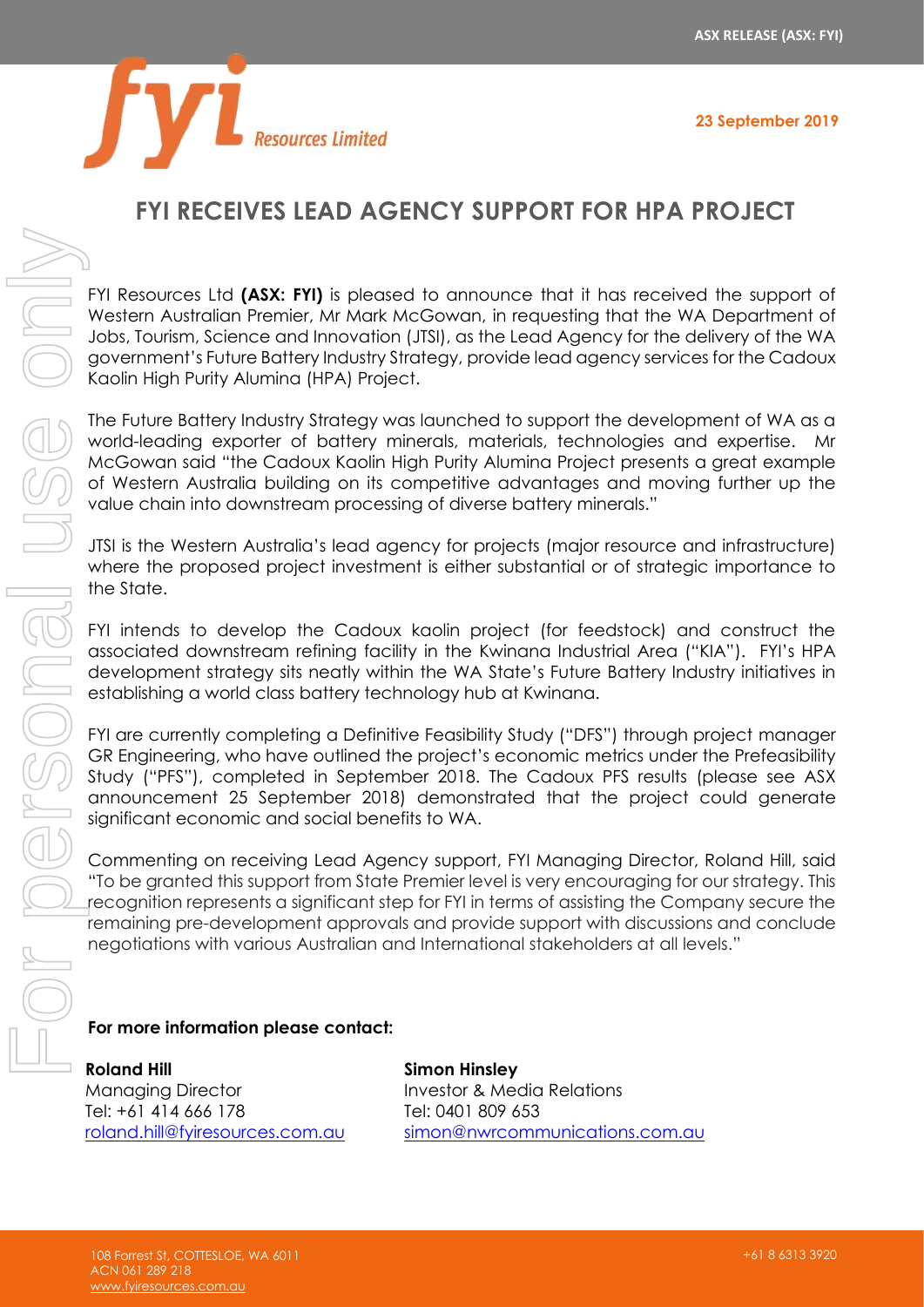ASX RELEASE (ASX: FYI)

23 September 2019

# FYI RECEIVES LEAD AGENCY SUPPORT FOR HPA PROJECT

FYI Resources Ltd **(ASX: FYI)** is pleased to announce that it has received the support of Western Australian Premier, Mr Mark McGowan, in requesting that the WA Department of Jobs, Tourism, Science and Innovation (JTSI), as the Lead Agency for the delivery of the WA government's Future Battery Industry Strategy, provide lead agency services for the Cadoux Kaolin High Purity Alumina (HPA) Project.

The Future Battery Industry Strategy was launched to support the development of WA as a world-leading exporter of battery minerals, materials, technologies and expertise. Mr McGowan said "the Cadoux Kaolin High Purity Alumina Project presents a great example of Western Australia building on its competitive advantages and moving further up the value chain into downstream processing of diverse battery minerals."

JTSI is the Western Australia's lead agency for projects (major resource and infrastructure) where the proposed project investment is either substantial or of strategic importance to the State.

FYI intends to develop the Cadoux kaolin project (for feedstock) and construct the associated downstream refining facility in the Kwinana Industrial Area ("KIA"). FYI's HPA development strategy sits neatly within the WA State's Future Battery Industry initiatives in establishing a world class battery technology hub at Kwinana.

FYI are currently completing a Definitive Feasibility Study ("DFS") through project manager GR Engineering, who have outlined the project's economic metrics under the Prefeasibility Study ("PFS"), completed in September 2018. The Cadoux PFS results (please see ASX announcement 25 September 2018) demonstrated that the project could generate significant economic and social benefits to WA.

Commenting on receiving Lead Agency support, FYI Managing Director, Roland Hill, said "To be granted this support from State Premier level is very encouraging for our strategy. This recognition represents a significant step for FYI in terms of assisting the Company secure the remaining pre-development approvals and provide support with discussions and conclude negotiations with various Australian and International stakeholders at all levels."

**For more information please contact:**

**Roland Hill**
Managing Director
Tel: +61 414 666 178
roland.hill@fyiresources.com.au

**Simon Hinsley**
Investor & Media Relations
Tel: 0401 809 653
simon@nwrcommunications.com.au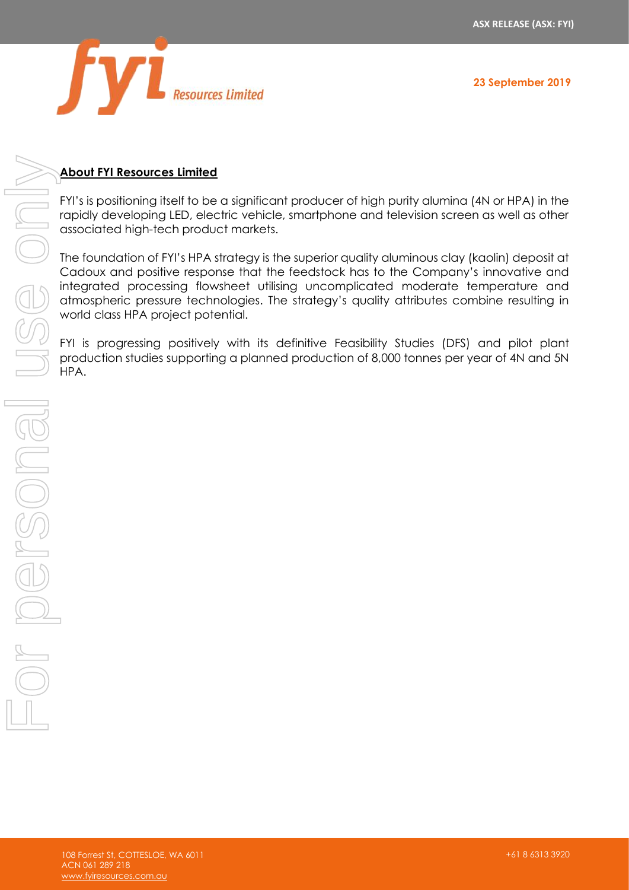## About FYI Resources Limited

FYI's is positioning itself to be a significant producer of high purity alumina (4N or HPA) in the rapidly developing LED, electric vehicle, smartphone and television screen as well as other associated high-tech product markets.

The foundation of FYI's HPA strategy is the superior quality aluminous clay (kaolin) deposit at Cadoux and positive response that the feedstock has to the Company's innovative and integrated processing flowsheet utilising uncomplicated moderate temperature and atmospheric pressure technologies. The strategy's quality attributes combine resulting in world class HPA project potential.

FYI is progressing positively with its definitive Feasibility Studies (DFS) and pilot plant production studies supporting a planned production of 8,000 tonnes per year of 4N and 5N HPA.